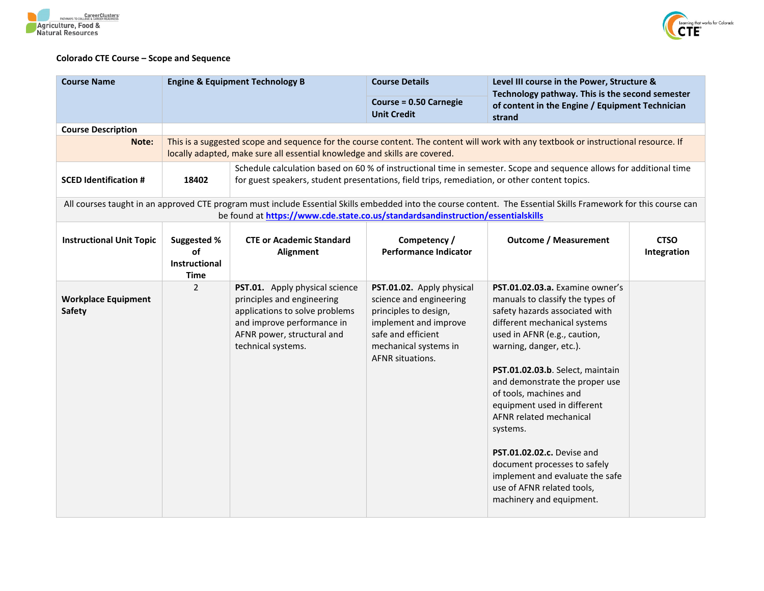**Colorado CTE Course – Scope and Sequence**

| Course Name | Engine & Equipment Technology B | | Course Details | Level III course in the Power, Structure & Technology pathway. This is the second semester of content in the Engine / Equipment Technician strand |
|---|---|---|---|---|
| | | | Course = 0.50 Carnegie Unit Credit | |
| Course Description | | | | |
| Note: | This is a suggested scope and sequence for the course content. The content will work with any textbook or instructional resource. If locally adapted, make sure all essential knowledge and skills are covered. | | | |
| SCED Identification # | 18402 | Schedule calculation based on 60 % of instructional time in semester. Scope and sequence allows for additional time for guest speakers, student presentations, field trips, remediation, or other content topics. | | |

All courses taught in an approved CTE program must include Essential Skills embedded into the course content. The Essential Skills Framework for this course can be found at [https://www.cde.state.co.us/standardsandinstruction/essentialskills](https://www.cde.state.co.us/standardsandinstruction/essentialskills)

| Instructional Unit Topic | Suggested % of Instructional Time | CTE or Academic Standard Alignment | Competency / Performance Indicator | Outcome / Measurement | CTSO Integration |
|---|---|---|---|---|---|
| **Workplace Equipment Safety** | 2 | **PST.01.** Apply physical science principles and engineering applications to solve problems and improve performance in AFNR power, structural and technical systems. | **PST.01.02.** Apply physical science and engineering principles to design, implement and improve safe and efficient mechanical systems in AFNR situations. | **PST.01.02.03.a.** Examine owner's manuals to classify the types of safety hazards associated with different mechanical systems used in AFNR (e.g., caution, warning, danger, etc.).<br><br>**PST.01.02.03.b**. Select, maintain and demonstrate the proper use of tools, machines and equipment used in different AFNR related mechanical systems.<br><br>**PST.01.02.02.c.** Devise and document processes to safely implement and evaluate the safe use of AFNR related tools, machinery and equipment. | |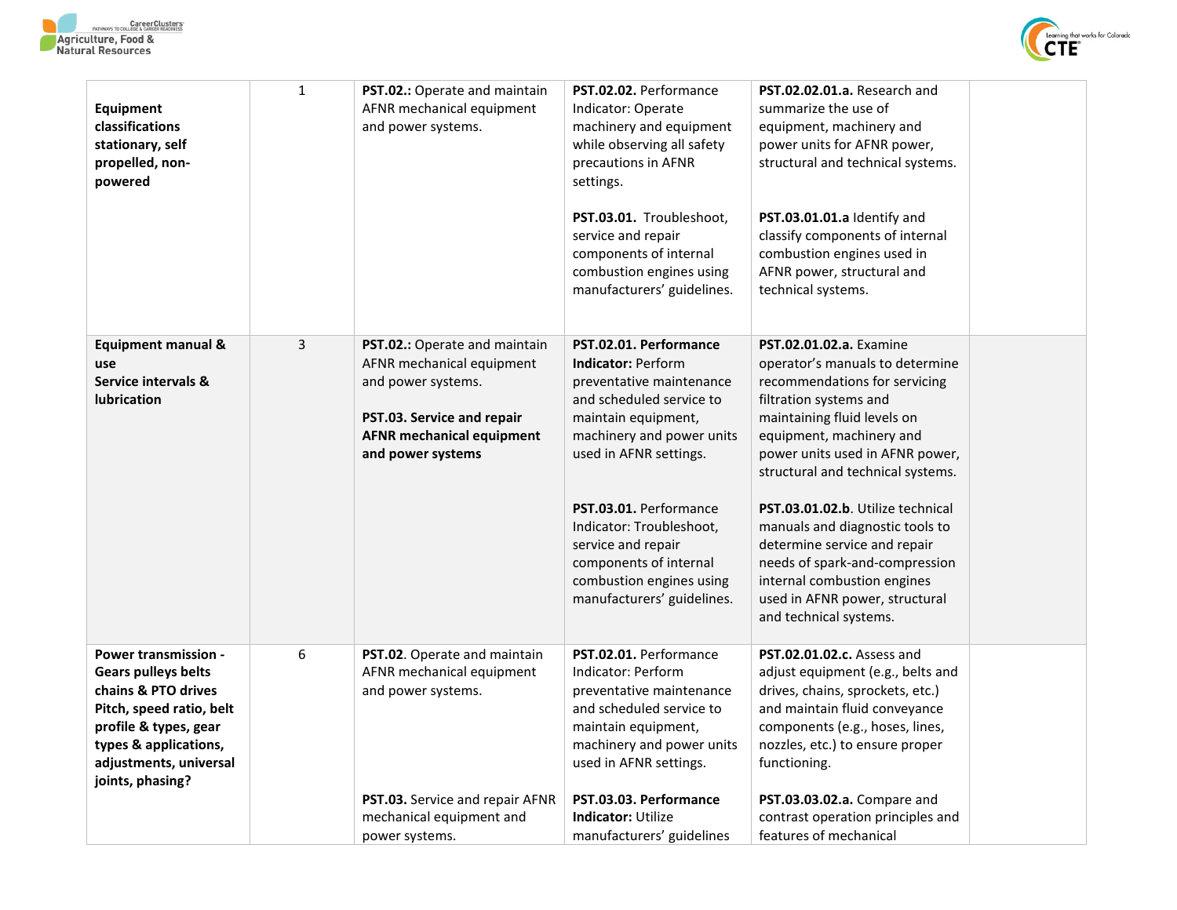| | | | | | |
|---|---|---|---|---|---|
| **Equipment classifications stationary, self propelled, non-powered** | 1 | **PST.02.:** Operate and maintain AFNR mechanical equipment and power systems. | **PST.02.02.** Performance Indicator: Operate machinery and equipment while observing all safety precautions in AFNR settings.<br><br>**PST.03.01.** Troubleshoot, service and repair components of internal combustion engines using manufacturers' guidelines. | **PST.02.02.01.a.** Research and summarize the use of equipment, machinery and power units for AFNR power, structural and technical systems.<br><br>**PST.03.01.01.a** Identify and classify components of internal combustion engines used in AFNR power, structural and technical systems. | |
| **Equipment manual & use**<br>**Service intervals & lubrication** | 3 | **PST.02.:** Operate and maintain AFNR mechanical equipment and power systems.<br><br>**PST.03. Service and repair AFNR mechanical equipment and power systems** | **PST.02.01. Performance Indicator:** Perform preventative maintenance and scheduled service to maintain equipment, machinery and power units used in AFNR settings.<br><br>**PST.03.01.** Performance Indicator: Troubleshoot, service and repair components of internal combustion engines using manufacturers' guidelines. | **PST.02.01.02.a.** Examine operator's manuals to determine recommendations for servicing filtration systems and maintaining fluid levels on equipment, machinery and power units used in AFNR power, structural and technical systems.<br><br>**PST.03.01.02.b**. Utilize technical manuals and diagnostic tools to determine service and repair needs of spark-and-compression internal combustion engines used in AFNR power, structural and technical systems. | |
| **Power transmission - Gears pulleys belts chains & PTO drives Pitch, speed ratio, belt profile & types, gear types & applications, adjustments, universal joints, phasing?** | 6 | **PST.02**. Operate and maintain AFNR mechanical equipment and power systems.<br><br>**PST.03.** Service and repair AFNR mechanical equipment and power systems. | **PST.02.01.** Performance Indicator: Perform preventative maintenance and scheduled service to maintain equipment, machinery and power units used in AFNR settings.<br><br>**PST.03.03. Performance Indicator:** Utilize manufacturers' guidelines | **PST.02.01.02.c.** Assess and adjust equipment (e.g., belts and drives, chains, sprockets, etc.) and maintain fluid conveyance components (e.g., hoses, lines, nozzles, etc.) to ensure proper functioning.<br><br>**PST.03.03.02.a.** Compare and contrast operation principles and features of mechanical | |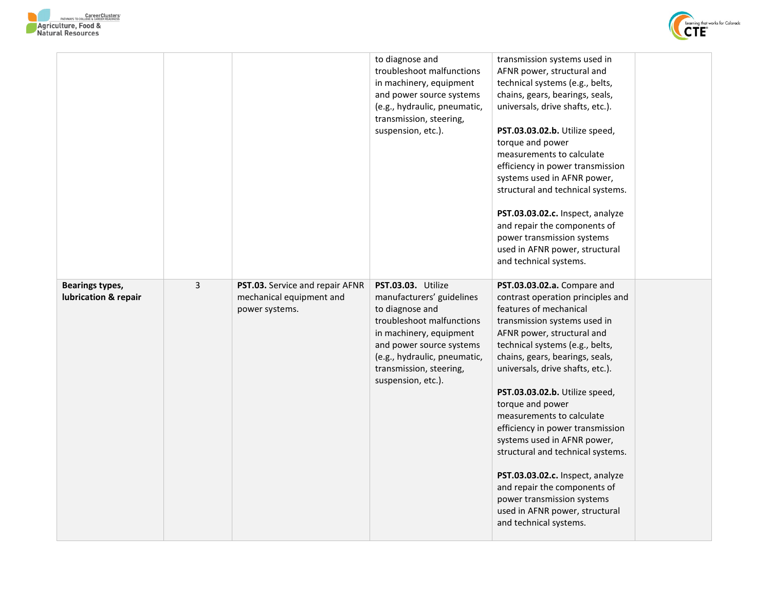|  |  |  |  |  |  |
|---|---|---|---|---|---|
|  |  |  | to diagnose and troubleshoot malfunctions in machinery, equipment and power source systems (e.g., hydraulic, pneumatic, transmission, steering, suspension, etc.). | transmission systems used in AFNR power, structural and technical systems (e.g., belts, chains, gears, bearings, seals, universals, drive shafts, etc.).<br><br>**PST.03.03.02.b.** Utilize speed, torque and power measurements to calculate efficiency in power transmission systems used in AFNR power, structural and technical systems.<br><br>**PST.03.03.02.c.** Inspect, analyze and repair the components of power transmission systems used in AFNR power, structural and technical systems. |  |
| **Bearings types, lubrication & repair** | 3 | **PST.03.** Service and repair AFNR mechanical equipment and power systems. | **PST.03.03.** Utilize manufacturers' guidelines to diagnose and troubleshoot malfunctions in machinery, equipment and power source systems (e.g., hydraulic, pneumatic, transmission, steering, suspension, etc.). | **PST.03.03.02.a.** Compare and contrast operation principles and features of mechanical transmission systems used in AFNR power, structural and technical systems (e.g., belts, chains, gears, bearings, seals, universals, drive shafts, etc.).<br><br>**PST.03.03.02.b.** Utilize speed, torque and power measurements to calculate efficiency in power transmission systems used in AFNR power, structural and technical systems.<br><br>**PST.03.03.02.c.** Inspect, analyze and repair the components of power transmission systems used in AFNR power, structural and technical systems. |  |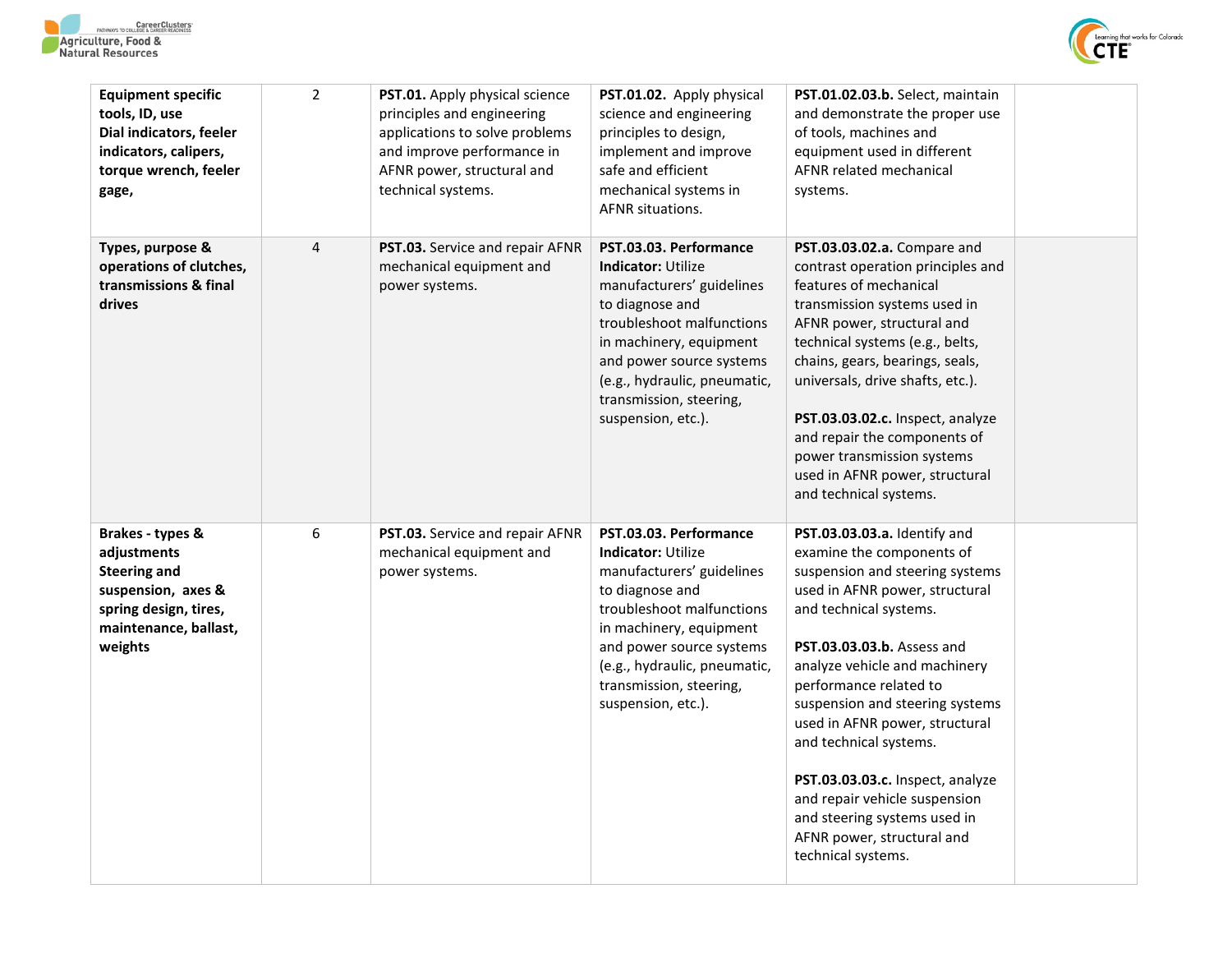| Equipment specific tools, ID, use Dial indicators, feeler indicators, calipers, torque wrench, feeler gage, | 2 | **PST.01.** Apply physical science principles and engineering applications to solve problems and improve performance in AFNR power, structural and technical systems. | **PST.01.02.** Apply physical science and engineering principles to design, implement and improve safe and efficient mechanical systems in AFNR situations. | **PST.01.02.03.b.** Select, maintain and demonstrate the proper use of tools, machines and equipment used in different AFNR related mechanical systems. | |
|---|---|---|---|---|---|
| **Types, purpose & operations of clutches, transmissions & final drives** | 4 | **PST.03.** Service and repair AFNR mechanical equipment and power systems. | **PST.03.03. Performance Indicator:** Utilize manufacturers' guidelines to diagnose and troubleshoot malfunctions in machinery, equipment and power source systems (e.g., hydraulic, pneumatic, transmission, steering, suspension, etc.). | **PST.03.03.02.a.** Compare and contrast operation principles and features of mechanical transmission systems used in AFNR power, structural and technical systems (e.g., belts, chains, gears, bearings, seals, universals, drive shafts, etc.).<br><br>**PST.03.03.02.c.** Inspect, analyze and repair the components of power transmission systems used in AFNR power, structural and technical systems. | |
| **Brakes - types & adjustments Steering and suspension, axes & spring design, tires, maintenance, ballast, weights** | 6 | **PST.03.** Service and repair AFNR mechanical equipment and power systems. | **PST.03.03. Performance Indicator:** Utilize manufacturers' guidelines to diagnose and troubleshoot malfunctions in machinery, equipment and power source systems (e.g., hydraulic, pneumatic, transmission, steering, suspension, etc.). | **PST.03.03.03.a.** Identify and examine the components of suspension and steering systems used in AFNR power, structural and technical systems.<br><br>**PST.03.03.03.b.** Assess and analyze vehicle and machinery performance related to suspension and steering systems used in AFNR power, structural and technical systems.<br><br>**PST.03.03.03.c.** Inspect, analyze and repair vehicle suspension and steering systems used in AFNR power, structural and technical systems. | |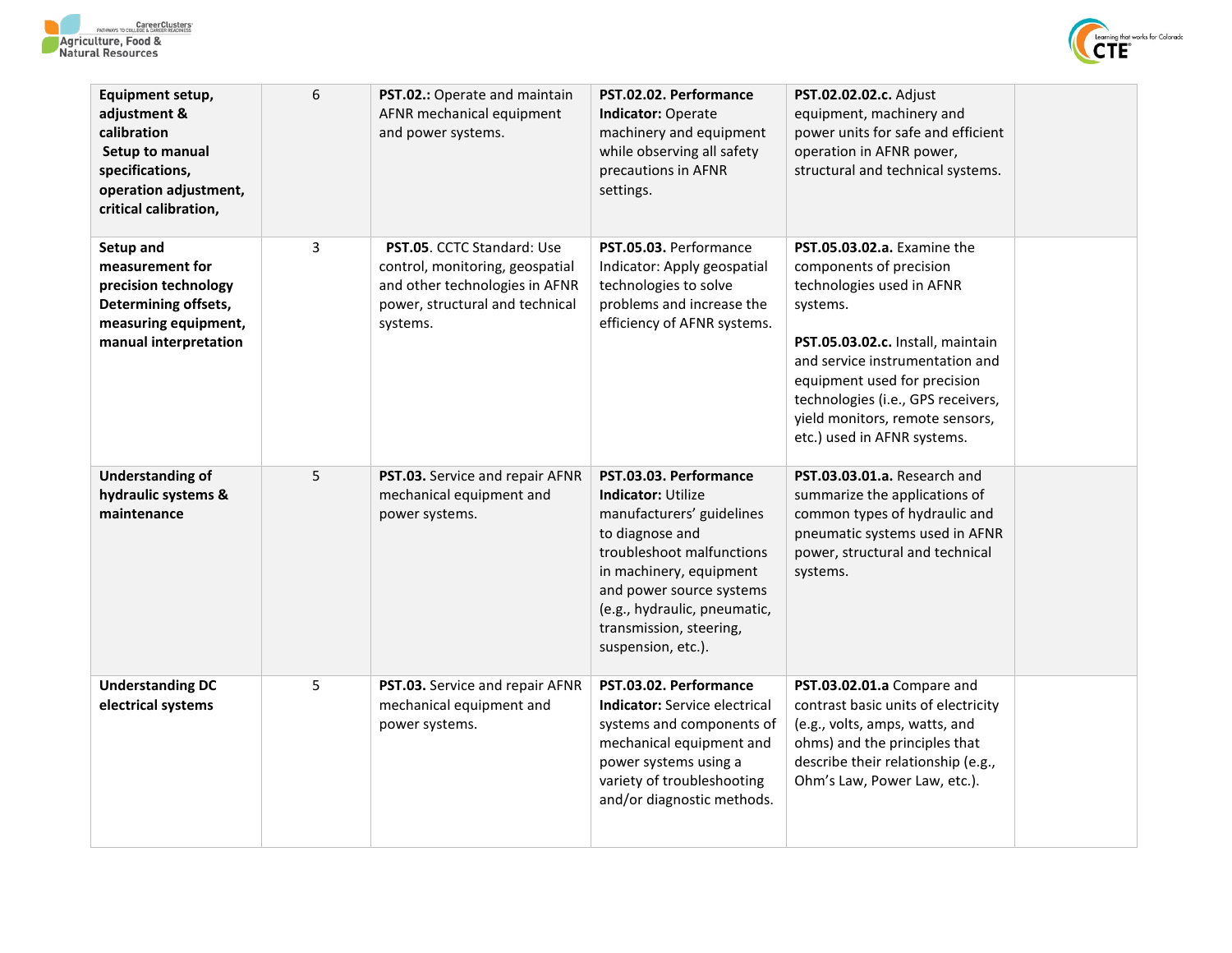| | | | | | |
|---|---|---|---|---|---|
| **Equipment setup, adjustment & calibration** **Setup to manual specifications, operation adjustment, critical calibration,** | 6 | **PST.02.:** Operate and maintain AFNR mechanical equipment and power systems. | **PST.02.02. Performance Indicator:** Operate machinery and equipment while observing all safety precautions in AFNR settings. | **PST.02.02.c.** Adjust equipment, machinery and power units for safe and efficient operation in AFNR power, structural and technical systems. | |
| **Setup and measurement for precision technology** **Determining offsets, measuring equipment, manual interpretation** | 3 | **PST.05**. CCTC Standard: Use control, monitoring, geospatial and other technologies in AFNR power, structural and technical systems. | **PST.05.03.** Performance Indicator: Apply geospatial technologies to solve problems and increase the efficiency of AFNR systems. | **PST.05.03.02.a.** Examine the components of precision technologies used in AFNR systems.<br><br>**PST.05.03.02.c.** Install, maintain and service instrumentation and equipment used for precision technologies (i.e., GPS receivers, yield monitors, remote sensors, etc.) used in AFNR systems. | |
| **Understanding of hydraulic systems & maintenance** | 5 | **PST.03.** Service and repair AFNR mechanical equipment and power systems. | **PST.03.03. Performance Indicator:** Utilize manufacturers' guidelines to diagnose and troubleshoot malfunctions in machinery, equipment and power source systems (e.g., hydraulic, pneumatic, transmission, steering, suspension, etc.). | **PST.03.03.01.a.** Research and summarize the applications of common types of hydraulic and pneumatic systems used in AFNR power, structural and technical systems. | |
| **Understanding DC electrical systems** | 5 | **PST.03.** Service and repair AFNR mechanical equipment and power systems. | **PST.03.02. Performance Indicator:** Service electrical systems and components of mechanical equipment and power systems using a variety of troubleshooting and/or diagnostic methods. | **PST.03.02.01.a** Compare and contrast basic units of electricity (e.g., volts, amps, watts, and ohms) and the principles that describe their relationship (e.g., Ohm's Law, Power Law, etc.). | |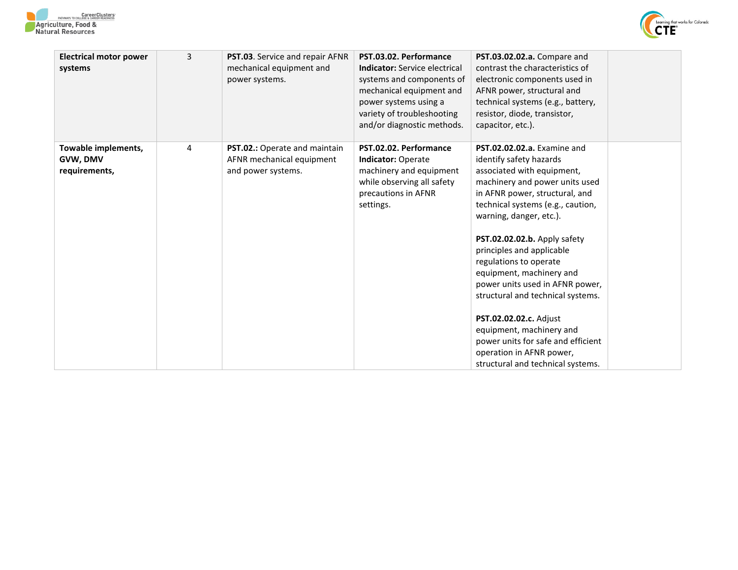| | | | | | |
|---|---|---|---|---|---|
| **Electrical motor power systems** | 3 | **PST.03**. Service and repair AFNR mechanical equipment and power systems. | **PST.03.02. Performance Indicator:** Service electrical systems and components of mechanical equipment and power systems using a variety of troubleshooting and/or diagnostic methods. | **PST.03.02.02.a.** Compare and contrast the characteristics of electronic components used in AFNR power, structural and technical systems (e.g., battery, resistor, diode, transistor, capacitor, etc.). | |
| **Towable implements, GVW, DMV requirements,** | 4 | **PST.02.:** Operate and maintain AFNR mechanical equipment and power systems. | **PST.02.02. Performance Indicator:** Operate machinery and equipment while observing all safety precautions in AFNR settings. | **PST.02.02.02.a.** Examine and identify safety hazards associated with equipment, machinery and power units used in AFNR power, structural, and technical systems (e.g., caution, warning, danger, etc.).<br><br>**PST.02.02.02.b.** Apply safety principles and applicable regulations to operate equipment, machinery and power units used in AFNR power, structural and technical systems.<br><br>**PST.02.02.02.c.** Adjust equipment, machinery and power units for safe and efficient operation in AFNR power, structural and technical systems. | |